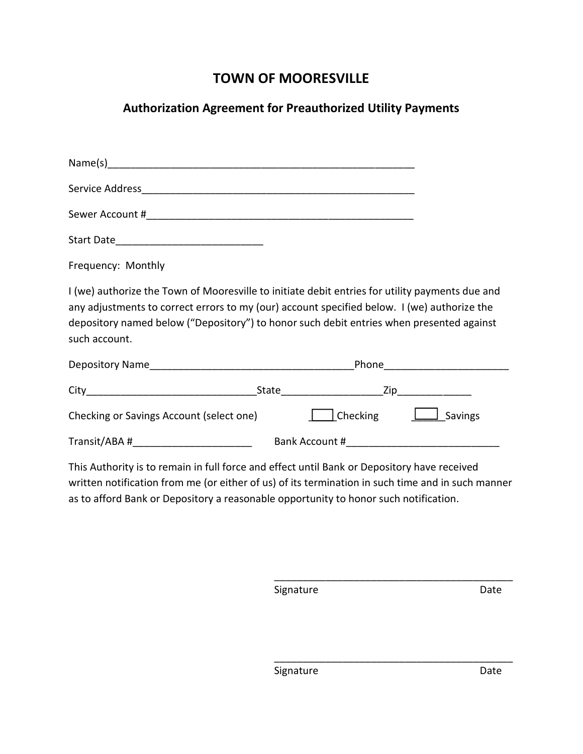# TOWN OF MOORESVILLE

## Authorization Agreement for Preauthorized Utility Payments

Name(s)______________________________________________________

Service Address_________________________________________________

Sewer Account #_______________________________________________

Start Date__________________________

Frequency: Monthly

I (we) authorize the Town of Mooresville to initiate debit entries for utility payments due and any adjustments to correct errors to my (our) account specified below. I (we) authorize the depository named below ("Depository") to honor such debit entries when presented against such account.

Depository Name____________________________________Phone_____________________

City______________________________State_________________Zip____________

Checking or Savings Account (select one) ☐ Checking ☐ Savings

Transit/ABA #_____________________ Bank Account #___________________________

This Authority is to remain in full force and effect until Bank or Depository have received written notification from me (or either of us) of its termination in such time and in such manner as to afford Bank or Depository a reasonable opportunity to honor such notification.

___________________________________________
Signature Date

___________________________________________
Signature Date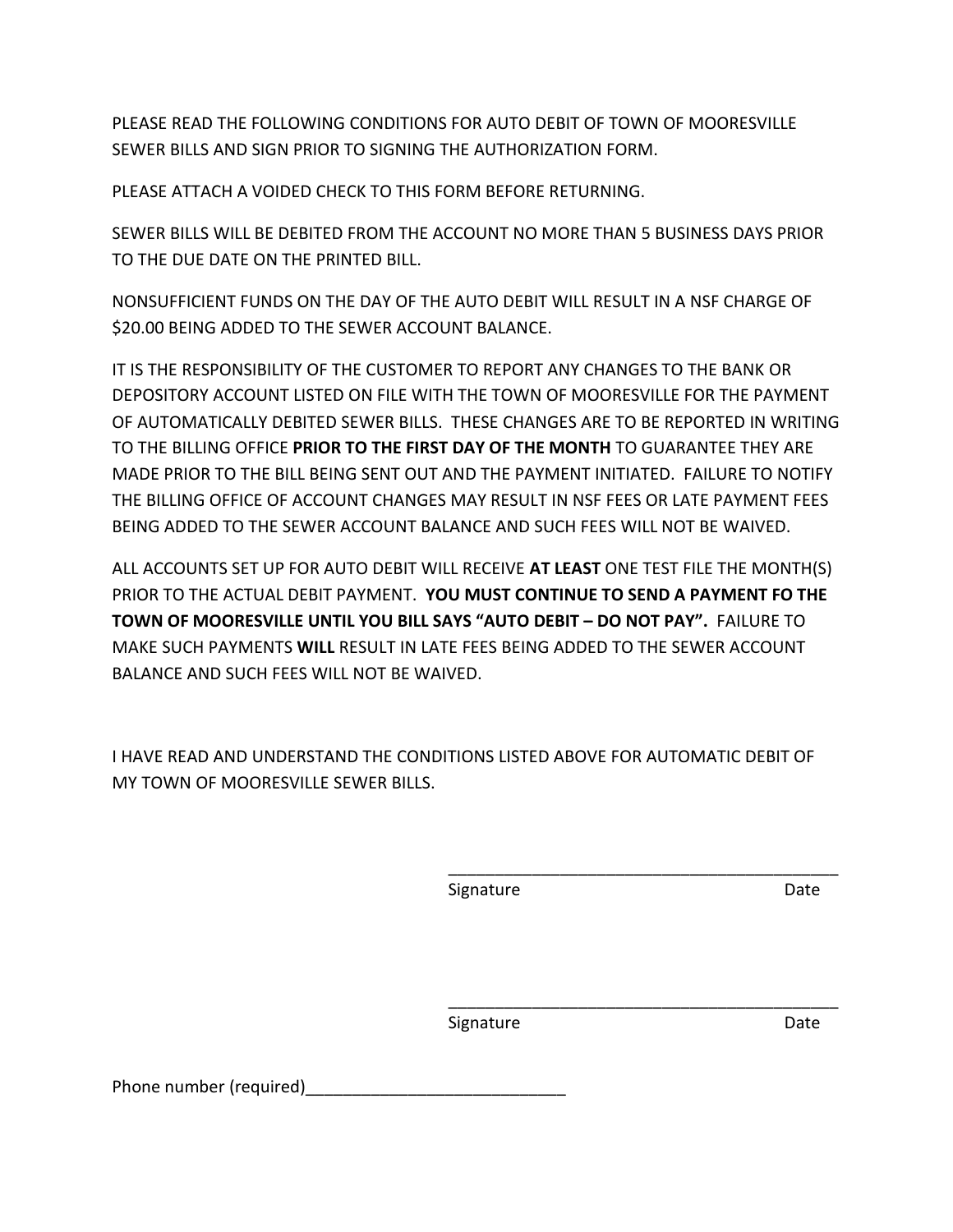PLEASE READ THE FOLLOWING CONDITIONS FOR AUTO DEBIT OF TOWN OF MOORESVILLE SEWER BILLS AND SIGN PRIOR TO SIGNING THE AUTHORIZATION FORM.

PLEASE ATTACH A VOIDED CHECK TO THIS FORM BEFORE RETURNING.

SEWER BILLS WILL BE DEBITED FROM THE ACCOUNT NO MORE THAN 5 BUSINESS DAYS PRIOR TO THE DUE DATE ON THE PRINTED BILL.

NONSUFFICIENT FUNDS ON THE DAY OF THE AUTO DEBIT WILL RESULT IN A NSF CHARGE OF $20.00 BEING ADDED TO THE SEWER ACCOUNT BALANCE.

IT IS THE RESPONSIBILITY OF THE CUSTOMER TO REPORT ANY CHANGES TO THE BANK OR DEPOSITORY ACCOUNT LISTED ON FILE WITH THE TOWN OF MOORESVILLE FOR THE PAYMENT OF AUTOMATICALLY DEBITED SEWER BILLS. THESE CHANGES ARE TO BE REPORTED IN WRITING TO THE BILLING OFFICE **PRIOR TO THE FIRST DAY OF THE MONTH** TO GUARANTEE THEY ARE MADE PRIOR TO THE BILL BEING SENT OUT AND THE PAYMENT INITIATED. FAILURE TO NOTIFY THE BILLING OFFICE OF ACCOUNT CHANGES MAY RESULT IN NSF FEES OR LATE PAYMENT FEES BEING ADDED TO THE SEWER ACCOUNT BALANCE AND SUCH FEES WILL NOT BE WAIVED.

ALL ACCOUNTS SET UP FOR AUTO DEBIT WILL RECEIVE **AT LEAST** ONE TEST FILE THE MONTH(S) PRIOR TO THE ACTUAL DEBIT PAYMENT. **YOU MUST CONTINUE TO SEND A PAYMENT FO THE TOWN OF MOORESVILLE UNTIL YOU BILL SAYS "AUTO DEBIT – DO NOT PAY".** FAILURE TO MAKE SUCH PAYMENTS **WILL** RESULT IN LATE FEES BEING ADDED TO THE SEWER ACCOUNT BALANCE AND SUCH FEES WILL NOT BE WAIVED.

I HAVE READ AND UNDERSTAND THE CONDITIONS LISTED ABOVE FOR AUTOMATIC DEBIT OF MY TOWN OF MOORESVILLE SEWER BILLS.

\_\_\_\_\_\_\_\_\_\_\_\_\_\_\_\_\_\_\_\_\_\_\_\_\_\_\_\_\_\_\_\_\_\_\_\_\_\_\_\_\_\_\_\_

Signature Date

\_\_\_\_\_\_\_\_\_\_\_\_\_\_\_\_\_\_\_\_\_\_\_\_\_\_\_\_\_\_\_\_\_\_\_\_\_\_\_\_\_\_\_\_

Signature Date

Phone number (required)\_\_\_\_\_\_\_\_\_\_\_\_\_\_\_\_\_\_\_\_\_\_\_\_\_\_\_\_\_